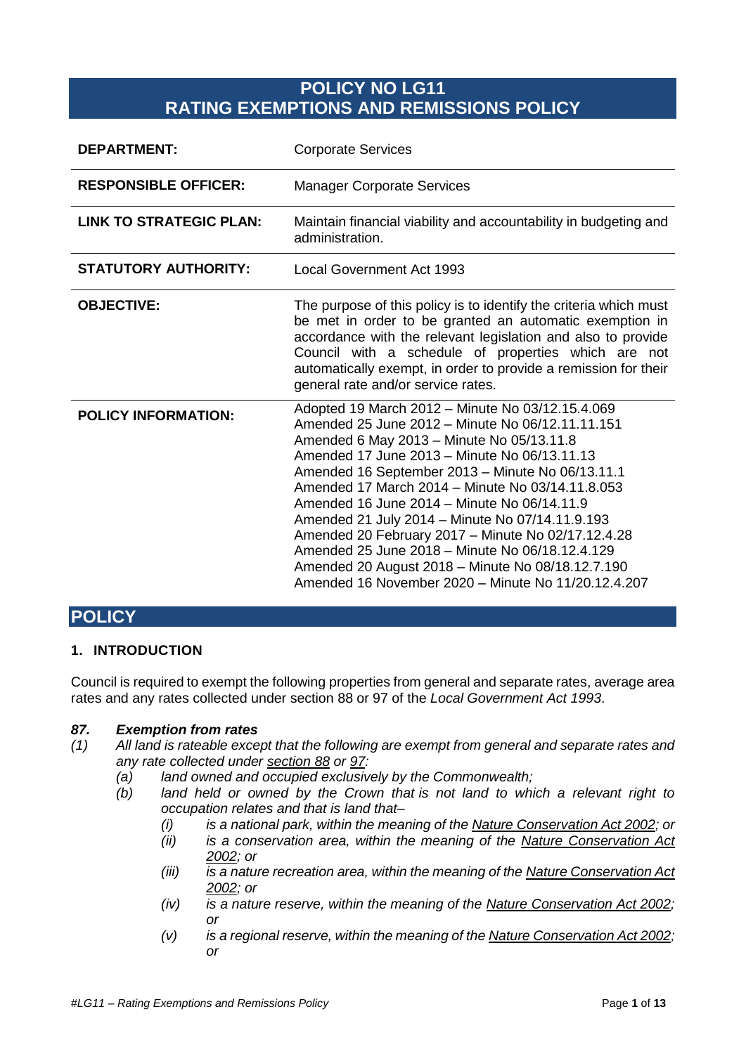# POLICY NO LG11
# RATING EXEMPTIONS AND REMISSIONS POLICY

| | |
|---|---|
| **DEPARTMENT:** | Corporate Services |
| **RESPONSIBLE OFFICER:** | Manager Corporate Services |
| **LINK TO STRATEGIC PLAN:** | Maintain financial viability and accountability in budgeting and administration. |
| **STATUTORY AUTHORITY:** | Local Government Act 1993 |
| **OBJECTIVE:** | The purpose of this policy is to identify the criteria which must be met in order to be granted an automatic exemption in accordance with the relevant legislation and also to provide Council with a schedule of properties which are not automatically exempt, in order to provide a remission for their general rate and/or service rates. |
| **POLICY INFORMATION:** | Adopted 19 March 2012 – Minute No 03/12.15.4.069<br>Amended 25 June 2012 – Minute No 06/12.11.11.151<br>Amended 6 May 2013 – Minute No 05/13.11.8<br>Amended 17 June 2013 – Minute No 06/13.11.13<br>Amended 16 September 2013 – Minute No 06/13.11.1<br>Amended 17 March 2014 – Minute No 03/14.11.8.053<br>Amended 16 June 2014 – Minute No 06/14.11.9<br>Amended 21 July 2014 – Minute No 07/14.11.9.193<br>Amended 20 February 2017 – Minute No 02/17.12.4.28<br>Amended 25 June 2018 – Minute No 06/18.12.4.129<br>Amended 20 August 2018 – Minute No 08/18.12.7.190<br>Amended 16 November 2020 – Minute No 11/20.12.4.207 |

## POLICY

### 1. INTRODUCTION

Council is required to exempt the following properties from general and separate rates, average area rates and any rates collected under section 88 or 97 of the *Local Government Act 1993*.

***87. Exemption from rates***

*(1) All land is rateable except that the following are exempt from general and separate rates and any rate collected under section 88 or 97:*

- *(a) land owned and occupied exclusively by the Commonwealth;*
- *(b) land held or owned by the Crown that is not land to which a relevant right to occupation relates and that is land that–*
  - *(i) is a national park, within the meaning of the Nature Conservation Act 2002; or*
  - *(ii) is a conservation area, within the meaning of the Nature Conservation Act 2002; or*
  - *(iii) is a nature recreation area, within the meaning of the Nature Conservation Act 2002; or*
  - *(iv) is a nature reserve, within the meaning of the Nature Conservation Act 2002; or*
  - *(v) is a regional reserve, within the meaning of the Nature Conservation Act 2002; or*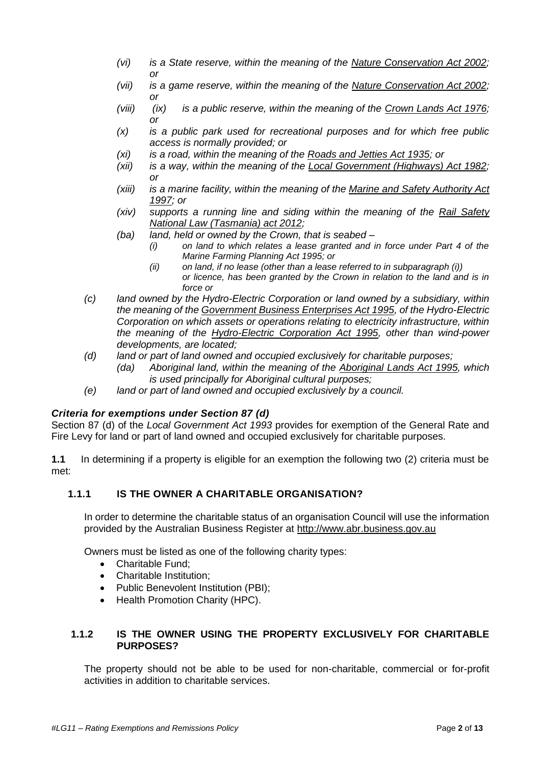- *(vi) is a State reserve, within the meaning of the Nature Conservation Act 2002; or*
- *(vii) is a game reserve, within the meaning of the Nature Conservation Act 2002; or*
- *(viii) (ix) is a public reserve, within the meaning of the Crown Lands Act 1976; or*
- *(x) is a public park used for recreational purposes and for which free public access is normally provided; or*
- *(xi) is a road, within the meaning of the Roads and Jetties Act 1935; or*
- *(xii) is a way, within the meaning of the Local Government (Highways) Act 1982; or*
- *(xiii) is a marine facility, within the meaning of the Marine and Safety Authority Act 1997; or*
- *(xiv) supports a running line and siding within the meaning of the Rail Safety National Law (Tasmania) act 2012;*
- *(ba) land, held or owned by the Crown, that is seabed –*
  - *(i) on land to which relates a lease granted and in force under Part 4 of the Marine Farming Planning Act 1995; or*
  - *(ii) on land, if no lease (other than a lease referred to in subparagraph (i)) or licence, has been granted by the Crown in relation to the land and is in force or*

*(c) land owned by the Hydro-Electric Corporation or land owned by a subsidiary, within the meaning of the Government Business Enterprises Act 1995, of the Hydro-Electric Corporation on which assets or operations relating to electricity infrastructure, within the meaning of the Hydro-Electric Corporation Act 1995, other than wind-power developments, are located;*

*(d) land or part of land owned and occupied exclusively for charitable purposes;*

- *(da) Aboriginal land, within the meaning of the Aboriginal Lands Act 1995, which is used principally for Aboriginal cultural purposes;*

*(e) land or part of land owned and occupied exclusively by a council.*

***Criteria for exemptions under Section 87 (d)***

Section 87 (d) of the *Local Government Act 1993* provides for exemption of the General Rate and Fire Levy for land or part of land owned and occupied exclusively for charitable purposes.

**1.1** In determining if a property is eligible for an exemption the following two (2) criteria must be met:

### 1.1.1 IS THE OWNER A CHARITABLE ORGANISATION?

In order to determine the charitable status of an organisation Council will use the information provided by the Australian Business Register at http://www.abr.business.gov.au

Owners must be listed as one of the following charity types:

- Charitable Fund;
- Charitable Institution;
- Public Benevolent Institution (PBI);
- Health Promotion Charity (HPC).

### 1.1.2 IS THE OWNER USING THE PROPERTY EXCLUSIVELY FOR CHARITABLE PURPOSES?

The property should not be able to be used for non-charitable, commercial or for-profit activities in addition to charitable services.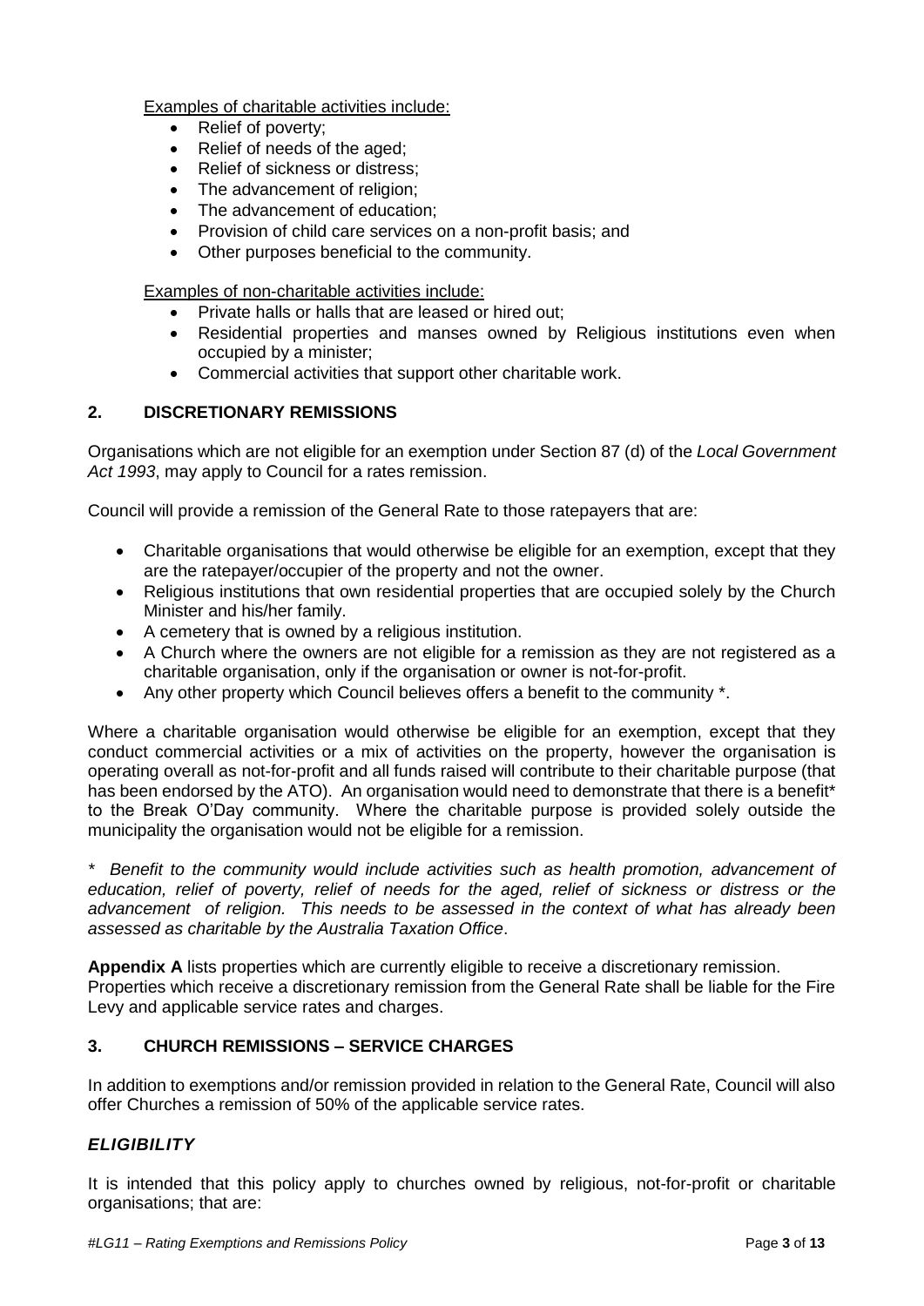Examples of charitable activities include:

- Relief of poverty;
- Relief of needs of the aged;
- Relief of sickness or distress;
- The advancement of religion;
- The advancement of education;
- Provision of child care services on a non-profit basis; and
- Other purposes beneficial to the community.

Examples of non-charitable activities include:

- Private halls or halls that are leased or hired out;
- Residential properties and manses owned by Religious institutions even when occupied by a minister;
- Commercial activities that support other charitable work.

## 2. DISCRETIONARY REMISSIONS

Organisations which are not eligible for an exemption under Section 87 (d) of the *Local Government Act 1993*, may apply to Council for a rates remission.

Council will provide a remission of the General Rate to those ratepayers that are:

- Charitable organisations that would otherwise be eligible for an exemption, except that they are the ratepayer/occupier of the property and not the owner.
- Religious institutions that own residential properties that are occupied solely by the Church Minister and his/her family.
- A cemetery that is owned by a religious institution.
- A Church where the owners are not eligible for a remission as they are not registered as a charitable organisation, only if the organisation or owner is not-for-profit.
- Any other property which Council believes offers a benefit to the community *.

Where a charitable organisation would otherwise be eligible for an exemption, except that they conduct commercial activities or a mix of activities on the property, however the organisation is operating overall as not-for-profit and all funds raised will contribute to their charitable purpose (that has been endorsed by the ATO). An organisation would need to demonstrate that there is a benefit* to the Break O'Day community. Where the charitable purpose is provided solely outside the municipality the organisation would not be eligible for a remission.

*\* Benefit to the community would include activities such as health promotion, advancement of education, relief of poverty, relief of needs for the aged, relief of sickness or distress or the advancement of religion. This needs to be assessed in the context of what has already been assessed as charitable by the Australia Taxation Office.*

**Appendix A** lists properties which are currently eligible to receive a discretionary remission.
Properties which receive a discretionary remission from the General Rate shall be liable for the Fire Levy and applicable service rates and charges.

## 3. CHURCH REMISSIONS – SERVICE CHARGES

In addition to exemptions and/or remission provided in relation to the General Rate, Council will also offer Churches a remission of 50% of the applicable service rates.

### *ELIGIBILITY*

It is intended that this policy apply to churches owned by religious, not-for-profit or charitable organisations; that are: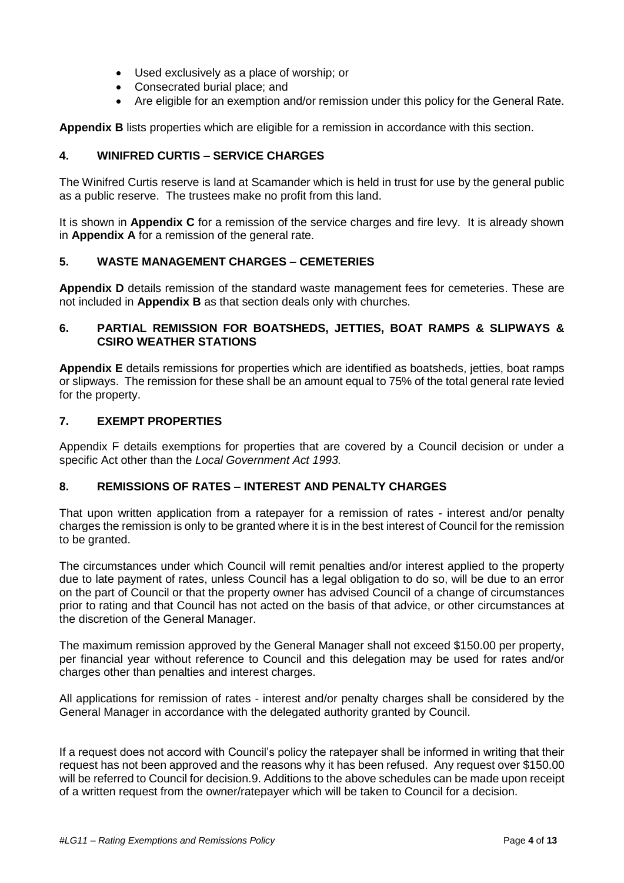- Used exclusively as a place of worship; or
- Consecrated burial place; and
- Are eligible for an exemption and/or remission under this policy for the General Rate.

**Appendix B** lists properties which are eligible for a remission in accordance with this section.

## 4. WINIFRED CURTIS – SERVICE CHARGES

The Winifred Curtis reserve is land at Scamander which is held in trust for use by the general public as a public reserve. The trustees make no profit from this land.

It is shown in **Appendix C** for a remission of the service charges and fire levy. It is already shown in **Appendix A** for a remission of the general rate.

## 5. WASTE MANAGEMENT CHARGES – CEMETERIES

**Appendix D** details remission of the standard waste management fees for cemeteries. These are not included in **Appendix B** as that section deals only with churches.

## 6. PARTIAL REMISSION FOR BOATSHEDS, JETTIES, BOAT RAMPS & SLIPWAYS & CSIRO WEATHER STATIONS

**Appendix E** details remissions for properties which are identified as boatsheds, jetties, boat ramps or slipways. The remission for these shall be an amount equal to 75% of the total general rate levied for the property.

## 7. EXEMPT PROPERTIES

Appendix F details exemptions for properties that are covered by a Council decision or under a specific Act other than the *Local Government Act 1993.*

## 8. REMISSIONS OF RATES – INTEREST AND PENALTY CHARGES

That upon written application from a ratepayer for a remission of rates - interest and/or penalty charges the remission is only to be granted where it is in the best interest of Council for the remission to be granted.

The circumstances under which Council will remit penalties and/or interest applied to the property due to late payment of rates, unless Council has a legal obligation to do so, will be due to an error on the part of Council or that the property owner has advised Council of a change of circumstances prior to rating and that Council has not acted on the basis of that advice, or other circumstances at the discretion of the General Manager.

The maximum remission approved by the General Manager shall not exceed $150.00 per property, per financial year without reference to Council and this delegation may be used for rates and/or charges other than penalties and interest charges.

All applications for remission of rates - interest and/or penalty charges shall be considered by the General Manager in accordance with the delegated authority granted by Council.

If a request does not accord with Council's policy the ratepayer shall be informed in writing that their request has not been approved and the reasons why it has been refused. Any request over $150.00 will be referred to Council for decision.9. Additions to the above schedules can be made upon receipt of a written request from the owner/ratepayer which will be taken to Council for a decision.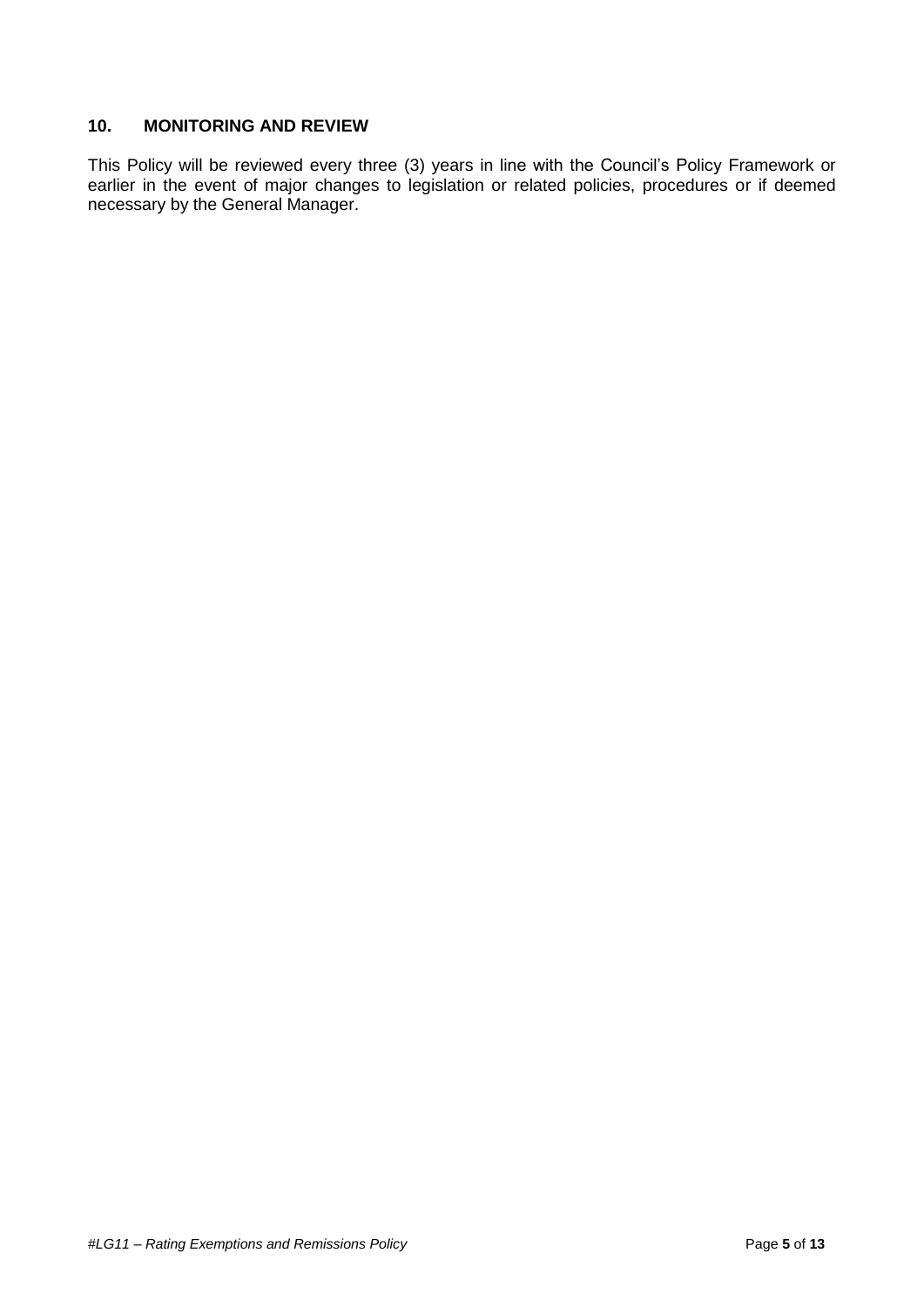## 10. MONITORING AND REVIEW

This Policy will be reviewed every three (3) years in line with the Council's Policy Framework or earlier in the event of major changes to legislation or related policies, procedures or if deemed necessary by the General Manager.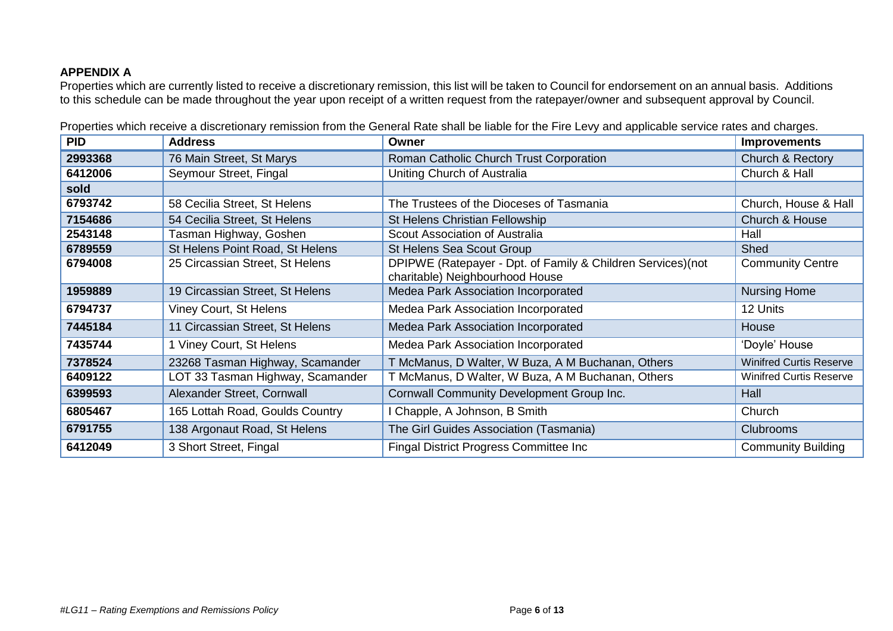**APPENDIX A**

Properties which are currently listed to receive a discretionary remission, this list will be taken to Council for endorsement on an annual basis. Additions to this schedule can be made throughout the year upon receipt of a written request from the ratepayer/owner and subsequent approval by Council.

Properties which receive a discretionary remission from the General Rate shall be liable for the Fire Levy and applicable service rates and charges.

| PID | Address | Owner | Improvements |
|---|---|---|---|
| 2993368 | 76 Main Street, St Marys | Roman Catholic Church Trust Corporation | Church & Rectory |
| 6412006 | Seymour Street, Fingal | Uniting Church of Australia | Church & Hall |
| sold | | | |
| 6793742 | 58 Cecilia Street, St Helens | The Trustees of the Dioceses of Tasmania | Church, House & Hall |
| 7154686 | 54 Cecilia Street, St Helens | St Helens Christian Fellowship | Church & House |
| 2543148 | Tasman Highway, Goshen | Scout Association of Australia | Hall |
| 6789559 | St Helens Point Road, St Helens | St Helens Sea Scout Group | Shed |
| 6794008 | 25 Circassian Street, St Helens | DPIPWE (Ratepayer - Dpt. of Family & Children Services)(not charitable) Neighbourhood House | Community Centre |
| 1959889 | 19 Circassian Street, St Helens | Medea Park Association Incorporated | Nursing Home |
| 6794737 | Viney Court, St Helens | Medea Park Association Incorporated | 12 Units |
| 7445184 | 11 Circassian Street, St Helens | Medea Park Association Incorporated | House |
| 7435744 | 1 Viney Court, St Helens | Medea Park Association Incorporated | 'Doyle' House |
| 7378524 | 23268 Tasman Highway, Scamander | T McManus, D Walter, W Buza, A M Buchanan, Others | Winifred Curtis Reserve |
| 6409122 | LOT 33 Tasman Highway, Scamander | T McManus, D Walter, W Buza, A M Buchanan, Others | Winifred Curtis Reserve |
| 6399593 | Alexander Street, Cornwall | Cornwall Community Development Group Inc. | Hall |
| 6805467 | 165 Lottah Road, Goulds Country | I Chapple, A Johnson, B Smith | Church |
| 6791755 | 138 Argonaut Road, St Helens | The Girl Guides Association (Tasmania) | Clubrooms |
| 6412049 | 3 Short Street, Fingal | Fingal District Progress Committee Inc | Community Building |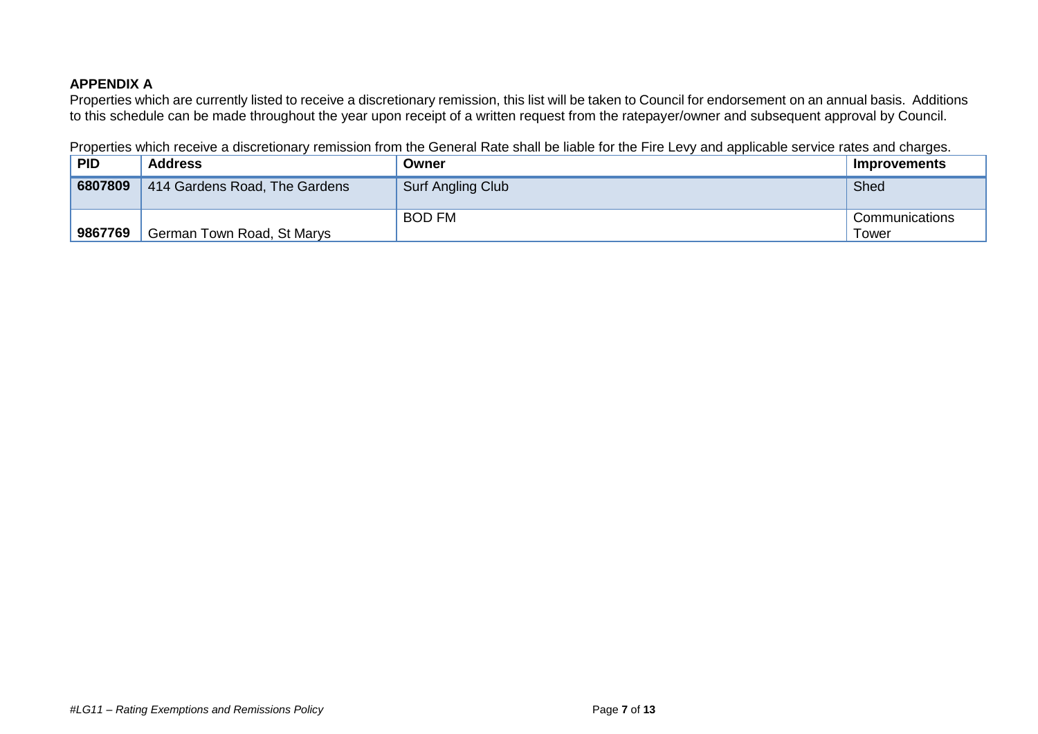**APPENDIX A**

Properties which are currently listed to receive a discretionary remission, this list will be taken to Council for endorsement on an annual basis. Additions to this schedule can be made throughout the year upon receipt of a written request from the ratepayer/owner and subsequent approval by Council.

Properties which receive a discretionary remission from the General Rate shall be liable for the Fire Levy and applicable service rates and charges.

| PID | Address | Owner | Improvements |
|---|---|---|---|
| 6807809 | 414 Gardens Road, The Gardens | Surf Angling Club | Shed |
| 9867769 | German Town Road, St Marys | BOD FM | Communications Tower |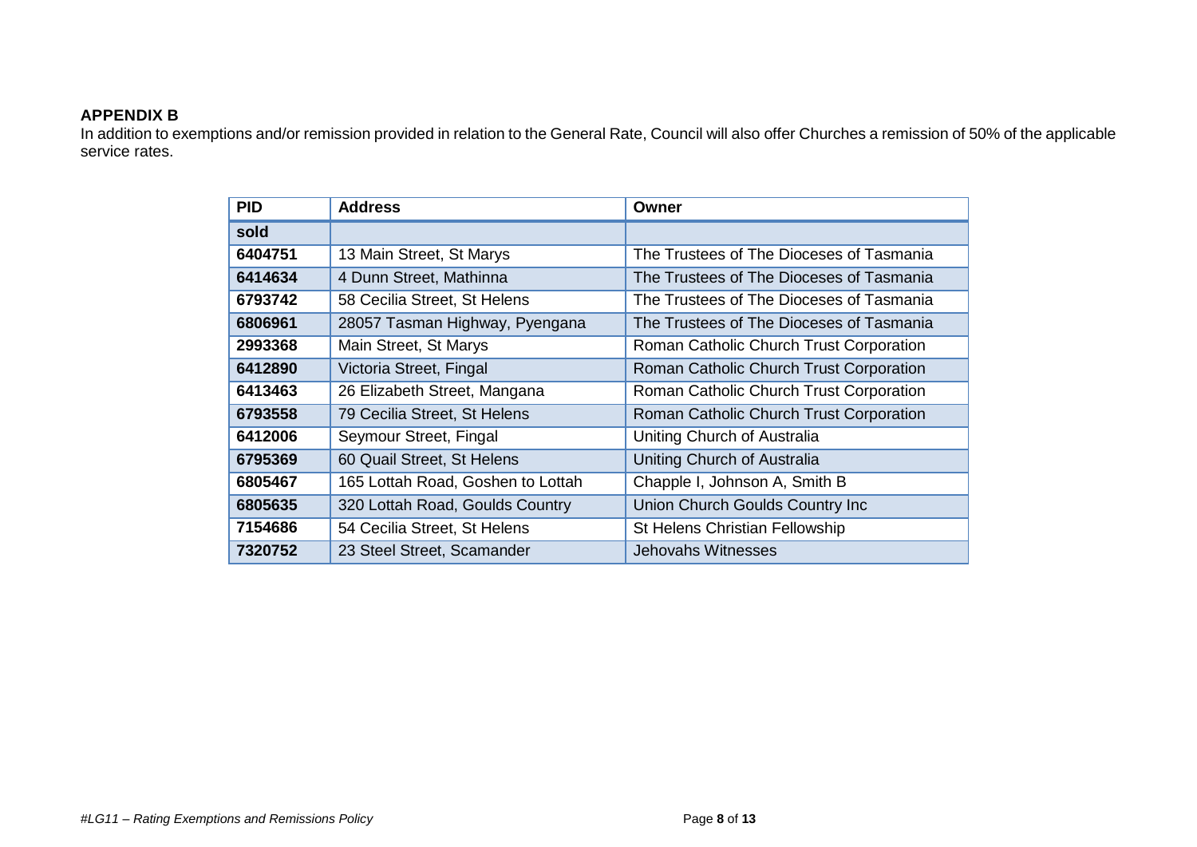**APPENDIX B**

In addition to exemptions and/or remission provided in relation to the General Rate, Council will also offer Churches a remission of 50% of the applicable service rates.

| PID | Address | Owner |
|---|---|---|
| **sold** | | |
| **6404751** | 13 Main Street, St Marys | The Trustees of The Dioceses of Tasmania |
| **6414634** | 4 Dunn Street, Mathinna | The Trustees of The Dioceses of Tasmania |
| **6793742** | 58 Cecilia Street, St Helens | The Trustees of The Dioceses of Tasmania |
| **6806961** | 28057 Tasman Highway, Pyengana | The Trustees of The Dioceses of Tasmania |
| **2993368** | Main Street, St Marys | Roman Catholic Church Trust Corporation |
| **6412890** | Victoria Street, Fingal | Roman Catholic Church Trust Corporation |
| **6413463** | 26 Elizabeth Street, Mangana | Roman Catholic Church Trust Corporation |
| **6793558** | 79 Cecilia Street, St Helens | Roman Catholic Church Trust Corporation |
| **6412006** | Seymour Street, Fingal | Uniting Church of Australia |
| **6795369** | 60 Quail Street, St Helens | Uniting Church of Australia |
| **6805467** | 165 Lottah Road, Goshen to Lottah | Chapple I, Johnson A, Smith B |
| **6805635** | 320 Lottah Road, Goulds Country | Union Church Goulds Country Inc |
| **7154686** | 54 Cecilia Street, St Helens | St Helens Christian Fellowship |
| **7320752** | 23 Steel Street, Scamander | Jehovahs Witnesses |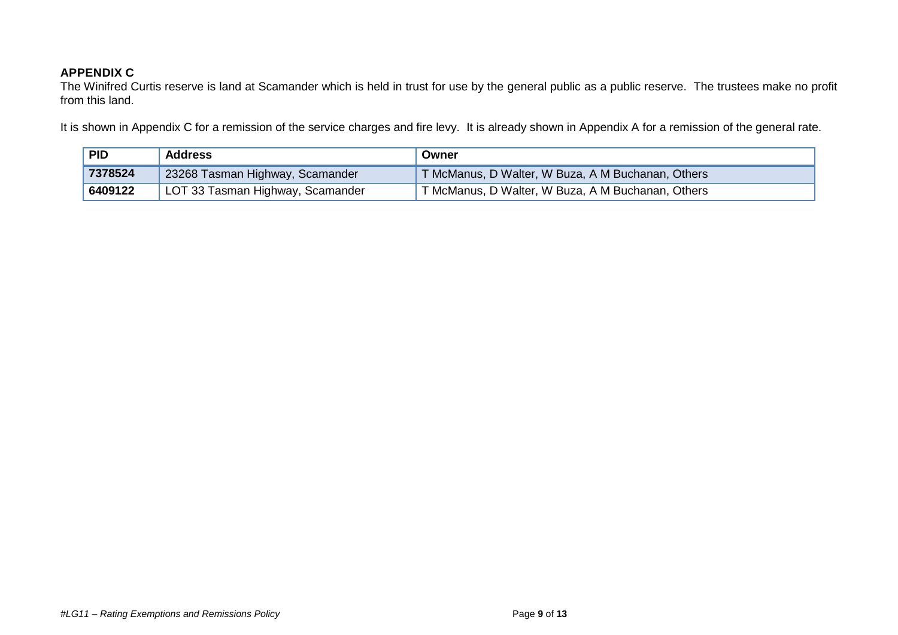## APPENDIX C

The Winifred Curtis reserve is land at Scamander which is held in trust for use by the general public as a public reserve. The trustees make no profit from this land.

It is shown in Appendix C for a remission of the service charges and fire levy. It is already shown in Appendix A for a remission of the general rate.

| PID | Address | Owner |
|---|---|---|
| **7378524** | 23268 Tasman Highway, Scamander | T McManus, D Walter, W Buza, A M Buchanan, Others |
| **6409122** | LOT 33 Tasman Highway, Scamander | T McManus, D Walter, W Buza, A M Buchanan, Others |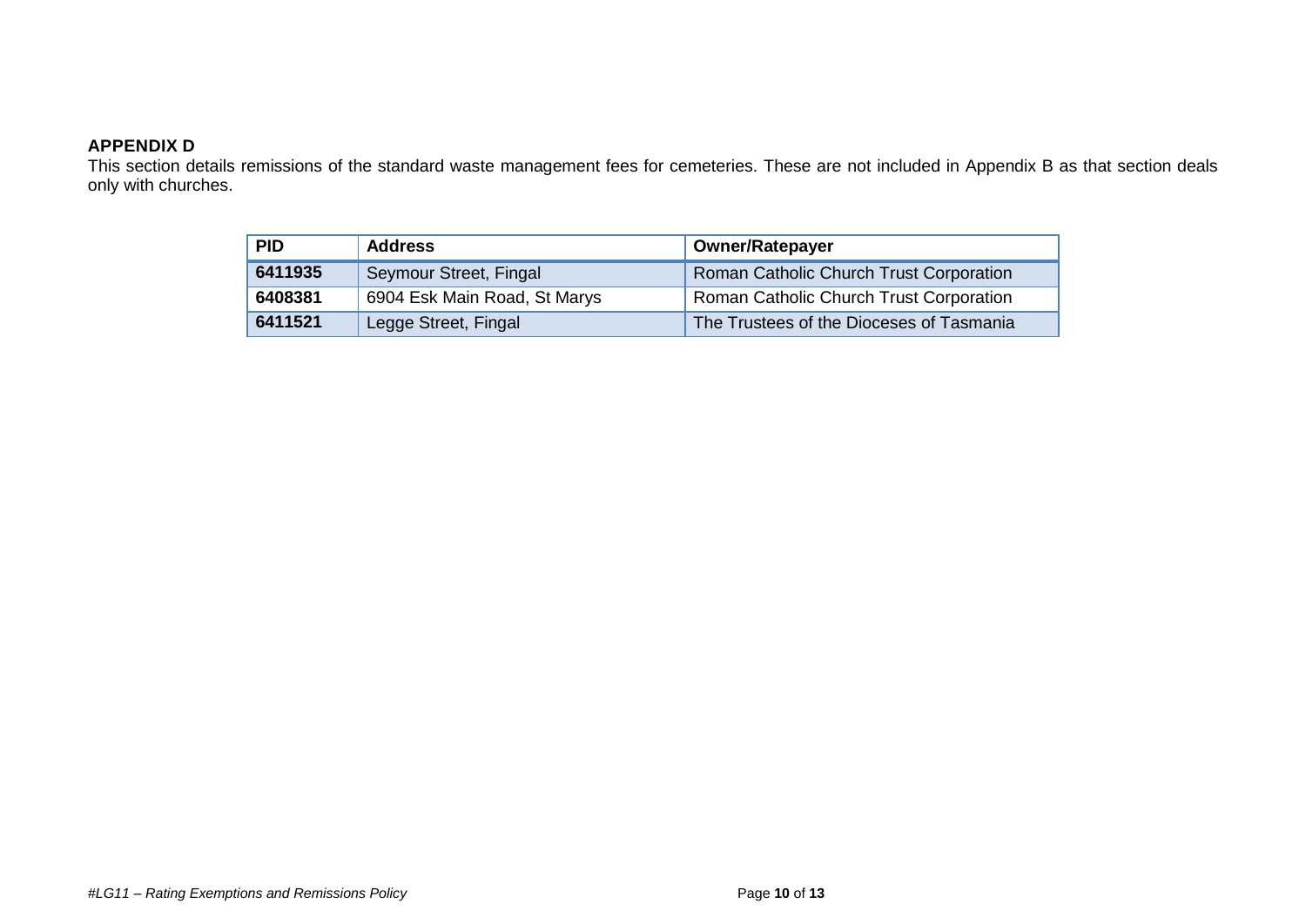## APPENDIX D

This section details remissions of the standard waste management fees for cemeteries. These are not included in Appendix B as that section deals only with churches.

| PID | Address | Owner/Ratepayer |
|---|---|---|
| **6411935** | Seymour Street, Fingal | Roman Catholic Church Trust Corporation |
| **6408381** | 6904 Esk Main Road, St Marys | Roman Catholic Church Trust Corporation |
| **6411521** | Legge Street, Fingal | The Trustees of the Dioceses of Tasmania |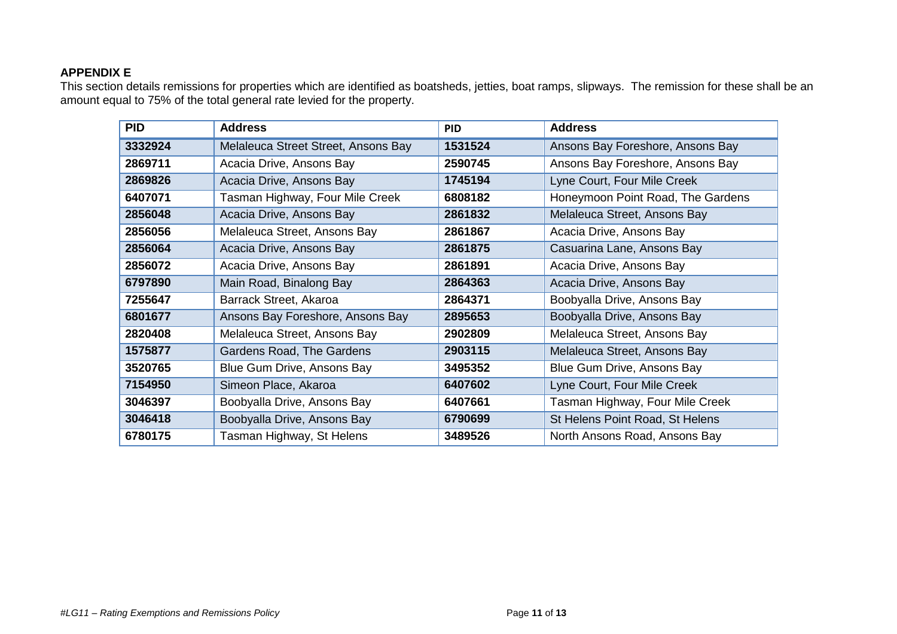**APPENDIX E**

This section details remissions for properties which are identified as boatsheds, jetties, boat ramps, slipways. The remission for these shall be an amount equal to 75% of the total general rate levied for the property.

| PID | Address | PID | Address |
|---|---|---|---|
| 3332924 | Melaleuca Street Street, Ansons Bay | 1531524 | Ansons Bay Foreshore, Ansons Bay |
| 2869711 | Acacia Drive, Ansons Bay | 2590745 | Ansons Bay Foreshore, Ansons Bay |
| 2869826 | Acacia Drive, Ansons Bay | 1745194 | Lyne Court, Four Mile Creek |
| 6407071 | Tasman Highway, Four Mile Creek | 6808182 | Honeymoon Point Road, The Gardens |
| 2856048 | Acacia Drive, Ansons Bay | 2861832 | Melaleuca Street, Ansons Bay |
| 2856056 | Melaleuca Street, Ansons Bay | 2861867 | Acacia Drive, Ansons Bay |
| 2856064 | Acacia Drive, Ansons Bay | 2861875 | Casuarina Lane, Ansons Bay |
| 2856072 | Acacia Drive, Ansons Bay | 2861891 | Acacia Drive, Ansons Bay |
| 6797890 | Main Road, Binalong Bay | 2864363 | Acacia Drive, Ansons Bay |
| 7255647 | Barrack Street, Akaroa | 2864371 | Boobyalla Drive, Ansons Bay |
| 6801677 | Ansons Bay Foreshore, Ansons Bay | 2895653 | Boobyalla Drive, Ansons Bay |
| 2820408 | Melaleuca Street, Ansons Bay | 2902809 | Melaleuca Street, Ansons Bay |
| 1575877 | Gardens Road, The Gardens | 2903115 | Melaleuca Street, Ansons Bay |
| 3520765 | Blue Gum Drive, Ansons Bay | 3495352 | Blue Gum Drive, Ansons Bay |
| 7154950 | Simeon Place, Akaroa | 6407602 | Lyne Court, Four Mile Creek |
| 3046397 | Boobyalla Drive, Ansons Bay | 6407661 | Tasman Highway, Four Mile Creek |
| 3046418 | Boobyalla Drive, Ansons Bay | 6790699 | St Helens Point Road, St Helens |
| 6780175 | Tasman Highway, St Helens | 3489526 | North Ansons Road, Ansons Bay |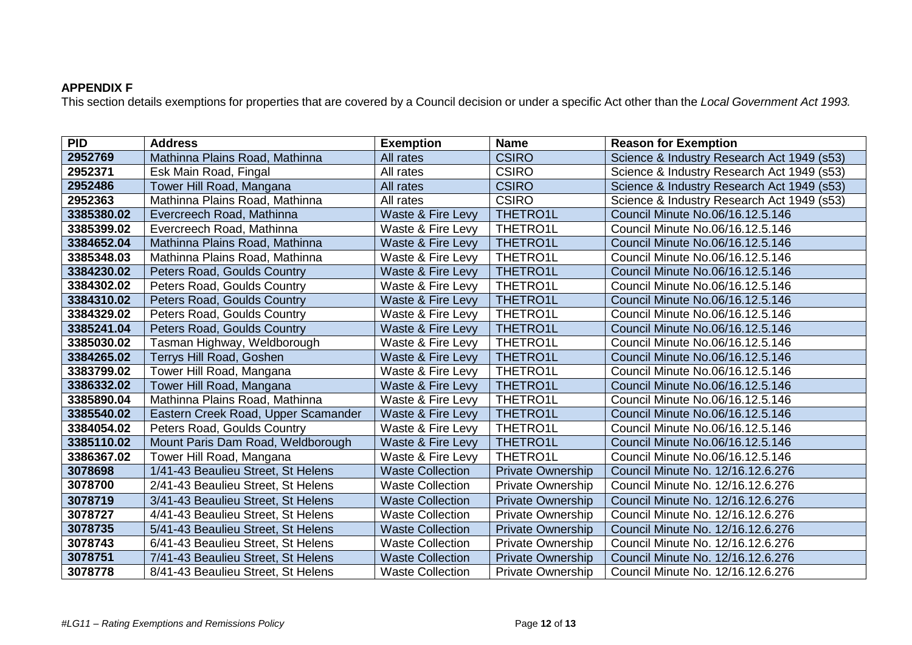**APPENDIX F**

This section details exemptions for properties that are covered by a Council decision or under a specific Act other than the *Local Government Act 1993.*

| PID | Address | Exemption | Name | Reason for Exemption |
|---|---|---|---|---|
| 2952769 | Mathinna Plains Road, Mathinna | All rates | CSIRO | Science & Industry Research Act 1949 (s53) |
| 2952371 | Esk Main Road, Fingal | All rates | CSIRO | Science & Industry Research Act 1949 (s53) |
| 2952486 | Tower Hill Road, Mangana | All rates | CSIRO | Science & Industry Research Act 1949 (s53) |
| 2952363 | Mathinna Plains Road, Mathinna | All rates | CSIRO | Science & Industry Research Act 1949 (s53) |
| 3385380.02 | Evercreech Road, Mathinna | Waste & Fire Levy | THETRO1L | Council Minute No.06/16.12.5.146 |
| 3385399.02 | Evercreech Road, Mathinna | Waste & Fire Levy | THETRO1L | Council Minute No.06/16.12.5.146 |
| 3384652.04 | Mathinna Plains Road, Mathinna | Waste & Fire Levy | THETRO1L | Council Minute No.06/16.12.5.146 |
| 3385348.03 | Mathinna Plains Road, Mathinna | Waste & Fire Levy | THETRO1L | Council Minute No.06/16.12.5.146 |
| 3384230.02 | Peters Road, Goulds Country | Waste & Fire Levy | THETRO1L | Council Minute No.06/16.12.5.146 |
| 3384302.02 | Peters Road, Goulds Country | Waste & Fire Levy | THETRO1L | Council Minute No.06/16.12.5.146 |
| 3384310.02 | Peters Road, Goulds Country | Waste & Fire Levy | THETRO1L | Council Minute No.06/16.12.5.146 |
| 3384329.02 | Peters Road, Goulds Country | Waste & Fire Levy | THETRO1L | Council Minute No.06/16.12.5.146 |
| 3385241.04 | Peters Road, Goulds Country | Waste & Fire Levy | THETRO1L | Council Minute No.06/16.12.5.146 |
| 3385030.02 | Tasman Highway, Weldborough | Waste & Fire Levy | THETRO1L | Council Minute No.06/16.12.5.146 |
| 3384265.02 | Terrys Hill Road, Goshen | Waste & Fire Levy | THETRO1L | Council Minute No.06/16.12.5.146 |
| 3383799.02 | Tower Hill Road, Mangana | Waste & Fire Levy | THETRO1L | Council Minute No.06/16.12.5.146 |
| 3386332.02 | Tower Hill Road, Mangana | Waste & Fire Levy | THETRO1L | Council Minute No.06/16.12.5.146 |
| 3385890.04 | Mathinna Plains Road, Mathinna | Waste & Fire Levy | THETRO1L | Council Minute No.06/16.12.5.146 |
| 3385540.02 | Eastern Creek Road, Upper Scamander | Waste & Fire Levy | THETRO1L | Council Minute No.06/16.12.5.146 |
| 3384054.02 | Peters Road, Goulds Country | Waste & Fire Levy | THETRO1L | Council Minute No.06/16.12.5.146 |
| 3385110.02 | Mount Paris Dam Road, Weldborough | Waste & Fire Levy | THETRO1L | Council Minute No.06/16.12.5.146 |
| 3386367.02 | Tower Hill Road, Mangana | Waste & Fire Levy | THETRO1L | Council Minute No.06/16.12.5.146 |
| 3078698 | 1/41-43 Beaulieu Street, St Helens | Waste Collection | Private Ownership | Council Minute No. 12/16.12.6.276 |
| 3078700 | 2/41-43 Beaulieu Street, St Helens | Waste Collection | Private Ownership | Council Minute No. 12/16.12.6.276 |
| 3078719 | 3/41-43 Beaulieu Street, St Helens | Waste Collection | Private Ownership | Council Minute No. 12/16.12.6.276 |
| 3078727 | 4/41-43 Beaulieu Street, St Helens | Waste Collection | Private Ownership | Council Minute No. 12/16.12.6.276 |
| 3078735 | 5/41-43 Beaulieu Street, St Helens | Waste Collection | Private Ownership | Council Minute No. 12/16.12.6.276 |
| 3078743 | 6/41-43 Beaulieu Street, St Helens | Waste Collection | Private Ownership | Council Minute No. 12/16.12.6.276 |
| 3078751 | 7/41-43 Beaulieu Street, St Helens | Waste Collection | Private Ownership | Council Minute No. 12/16.12.6.276 |
| 3078778 | 8/41-43 Beaulieu Street, St Helens | Waste Collection | Private Ownership | Council Minute No. 12/16.12.6.276 |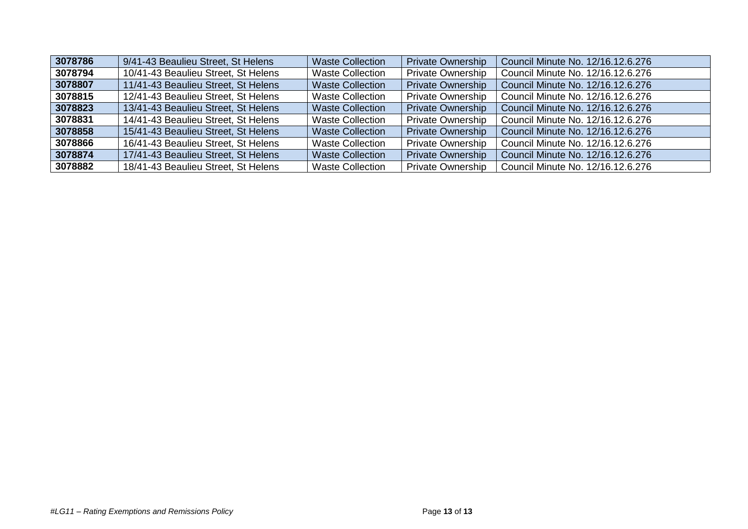| | | | | |
|---|---|---|---|---|
| **3078786** | 9/41-43 Beaulieu Street, St Helens | Waste Collection | Private Ownership | Council Minute No. 12/16.12.6.276 |
| **3078794** | 10/41-43 Beaulieu Street, St Helens | Waste Collection | Private Ownership | Council Minute No. 12/16.12.6.276 |
| **3078807** | 11/41-43 Beaulieu Street, St Helens | Waste Collection | Private Ownership | Council Minute No. 12/16.12.6.276 |
| **3078815** | 12/41-43 Beaulieu Street, St Helens | Waste Collection | Private Ownership | Council Minute No. 12/16.12.6.276 |
| **3078823** | 13/41-43 Beaulieu Street, St Helens | Waste Collection | Private Ownership | Council Minute No. 12/16.12.6.276 |
| **3078831** | 14/41-43 Beaulieu Street, St Helens | Waste Collection | Private Ownership | Council Minute No. 12/16.12.6.276 |
| **3078858** | 15/41-43 Beaulieu Street, St Helens | Waste Collection | Private Ownership | Council Minute No. 12/16.12.6.276 |
| **3078866** | 16/41-43 Beaulieu Street, St Helens | Waste Collection | Private Ownership | Council Minute No. 12/16.12.6.276 |
| **3078874** | 17/41-43 Beaulieu Street, St Helens | Waste Collection | Private Ownership | Council Minute No. 12/16.12.6.276 |
| **3078882** | 18/41-43 Beaulieu Street, St Helens | Waste Collection | Private Ownership | Council Minute No. 12/16.12.6.276 |